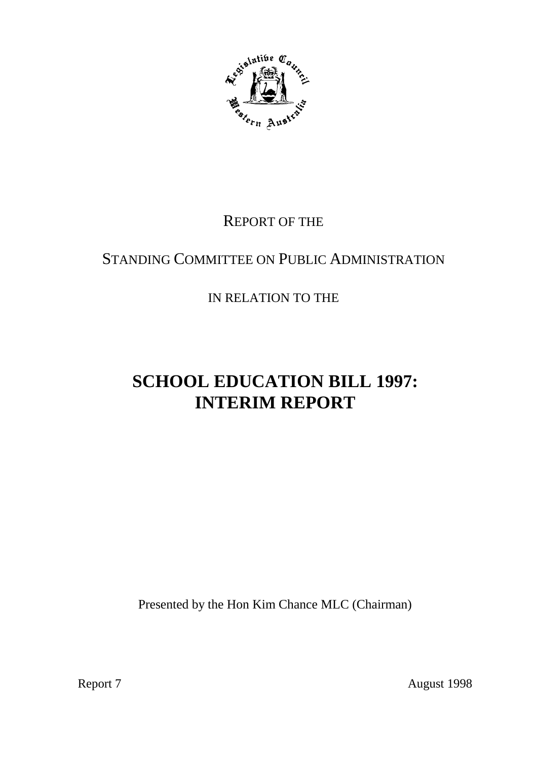REPORT OF THE

STANDING COMMITTEE ON PUBLIC ADMINISTRATION

IN RELATION TO THE

# SCHOOL EDUCATION BILL 1997: INTERIM REPORT

Presented by the Hon Kim Chance MLC (Chairman)

Report 7

August 1998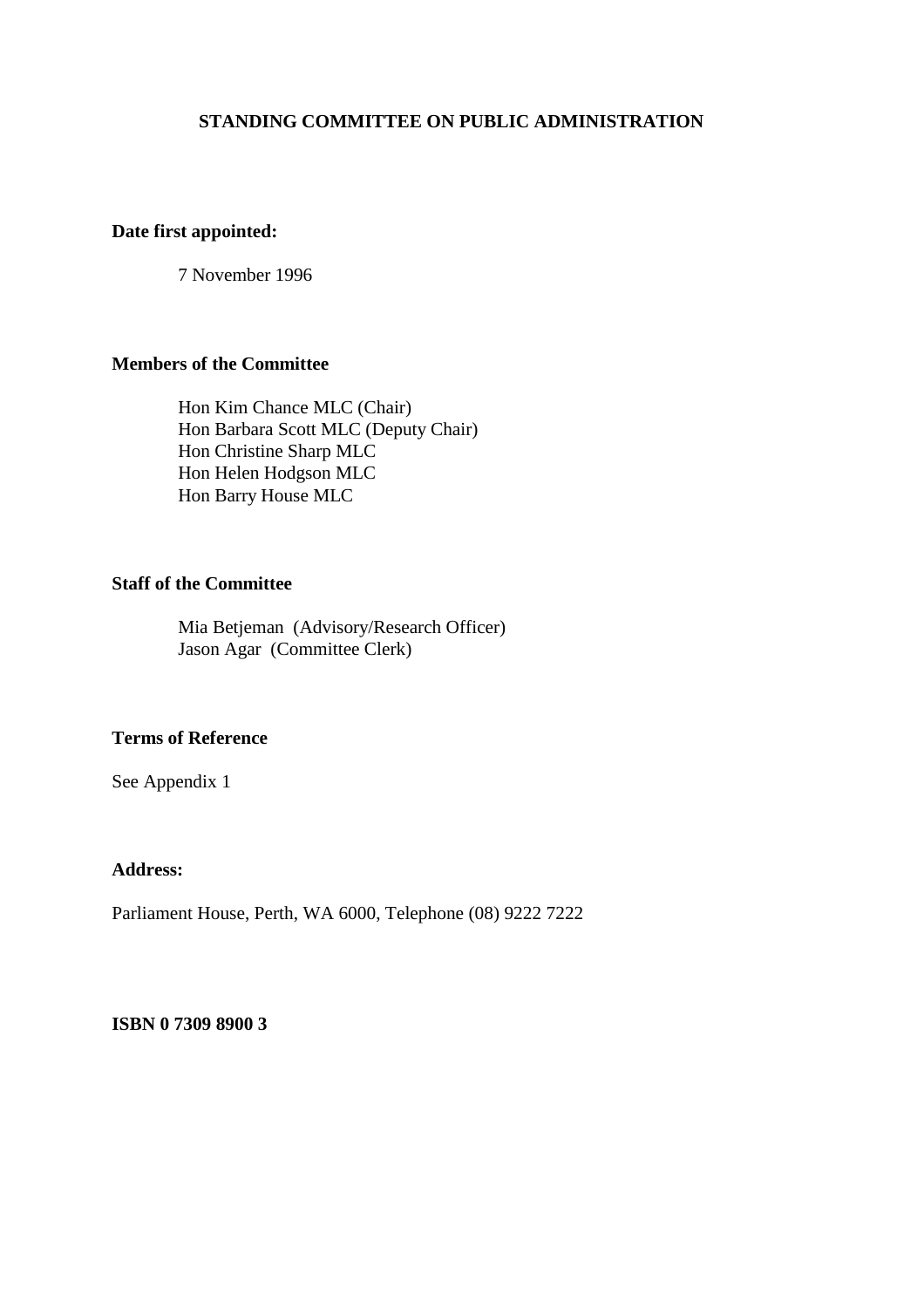# STANDING COMMITTEE ON PUBLIC ADMINISTRATION

**Date first appointed:**

7 November 1996

**Members of the Committee**

Hon Kim Chance MLC (Chair)
Hon Barbara Scott MLC (Deputy Chair)
Hon Christine Sharp MLC
Hon Helen Hodgson MLC
Hon Barry House MLC

**Staff of the Committee**

Mia Betjeman (Advisory/Research Officer)
Jason Agar (Committee Clerk)

**Terms of Reference**

See Appendix 1

**Address:**

Parliament House, Perth, WA 6000, Telephone (08) 9222 7222

**ISBN 0 7309 8900 3**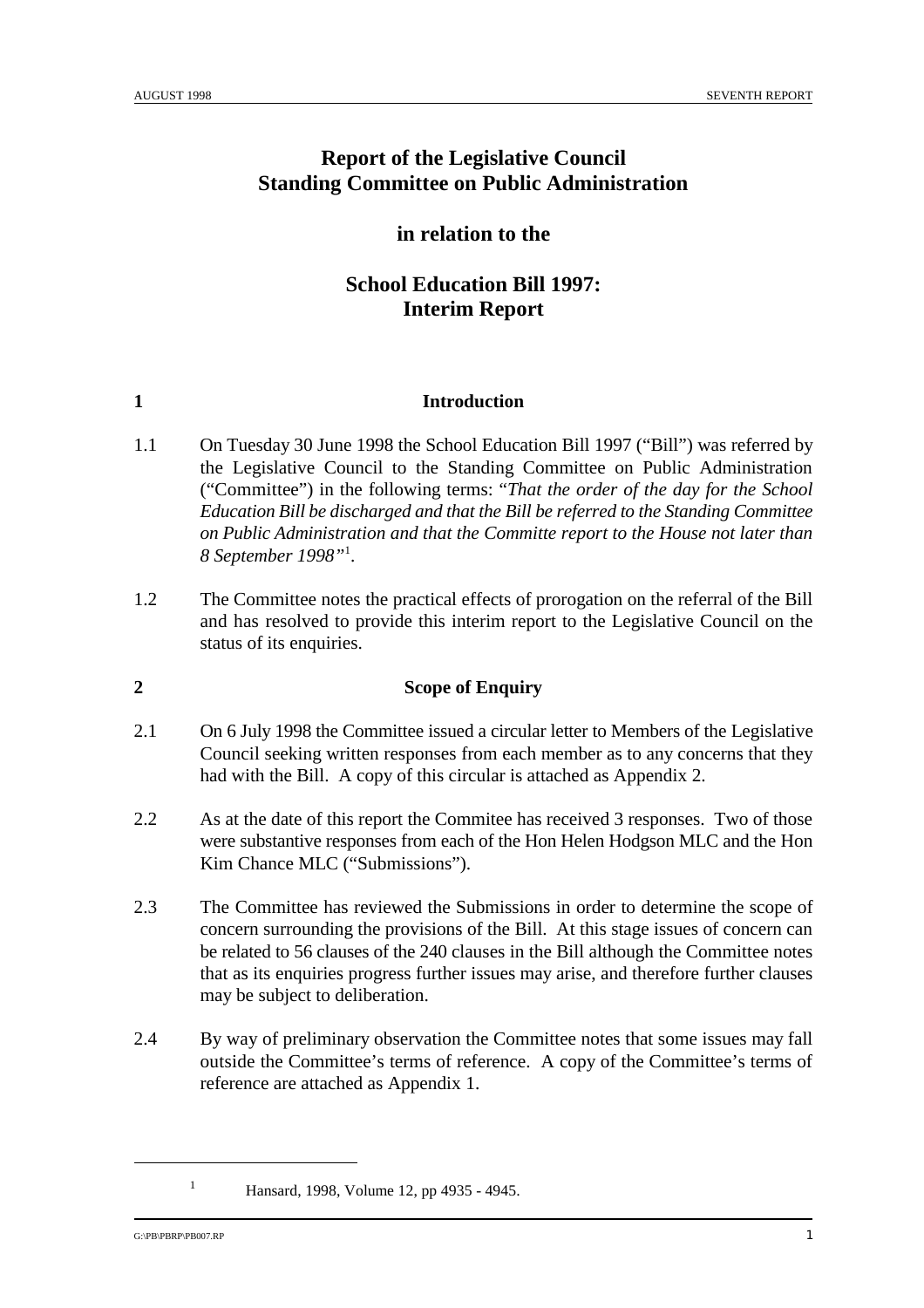# Report of the Legislative Council Standing Committee on Public Administration

## in relation to the

## School Education Bill 1997: Interim Report

### 1 Introduction

1.1 On Tuesday 30 June 1998 the School Education Bill 1997 ("Bill") was referred by the Legislative Council to the Standing Committee on Public Administration ("Committee") in the following terms: "*That the order of the day for the School Education Bill be discharged and that the Bill be referred to the Standing Committee on Public Administration and that the Committe report to the House not later than 8 September 1998*"[1].

1.2 The Committee notes the practical effects of prorogation on the referral of the Bill and has resolved to provide this interim report to the Legislative Council on the status of its enquiries.

### 2 Scope of Enquiry

2.1 On 6 July 1998 the Committee issued a circular letter to Members of the Legislative Council seeking written responses from each member as to any concerns that they had with the Bill. A copy of this circular is attached as Appendix 2.

2.2 As at the date of this report the Commitee has received 3 responses. Two of those were substantive responses from each of the Hon Helen Hodgson MLC and the Hon Kim Chance MLC ("Submissions").

2.3 The Committee has reviewed the Submissions in order to determine the scope of concern surrounding the provisions of the Bill. At this stage issues of concern can be related to 56 clauses of the 240 clauses in the Bill although the Committee notes that as its enquiries progress further issues may arise, and therefore further clauses may be subject to deliberation.

2.4 By way of preliminary observation the Committee notes that some issues may fall outside the Committee's terms of reference. A copy of the Committee's terms of reference are attached as Appendix 1.

---

[1] Hansard, 1998, Volume 12, pp 4935 - 4945.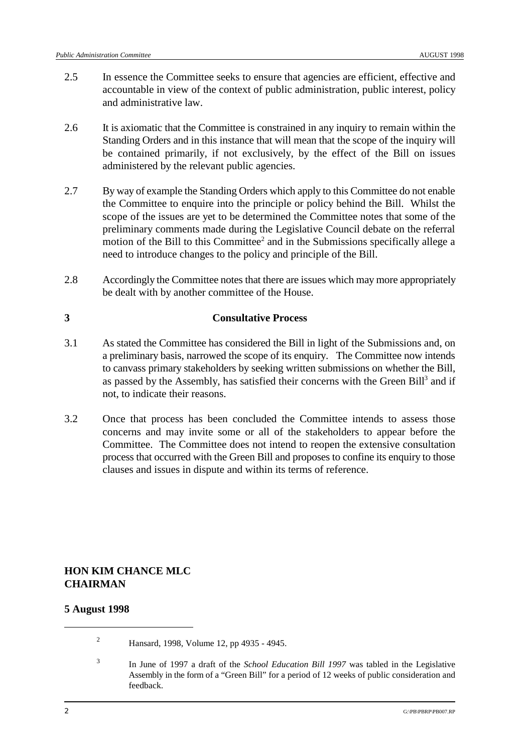2.5 In essence the Committee seeks to ensure that agencies are efficient, effective and accountable in view of the context of public administration, public interest, policy and administrative law.

2.6 It is axiomatic that the Committee is constrained in any inquiry to remain within the Standing Orders and in this instance that will mean that the scope of the inquiry will be contained primarily, if not exclusively, by the effect of the Bill on issues administered by the relevant public agencies.

2.7 By way of example the Standing Orders which apply to this Committee do not enable the Committee to enquire into the principle or policy behind the Bill. Whilst the scope of the issues are yet to be determined the Committee notes that some of the preliminary comments made during the Legislative Council debate on the referral motion of the Bill to this Committee[2] and in the Submissions specifically allege a need to introduce changes to the policy and principle of the Bill.

2.8 Accordingly the Committee notes that there are issues which may more appropriately be dealt with by another committee of the House.

## 3 Consultative Process

3.1 As stated the Committee has considered the Bill in light of the Submissions and, on a preliminary basis, narrowed the scope of its enquiry. The Committee now intends to canvass primary stakeholders by seeking written submissions on whether the Bill, as passed by the Assembly, has satisfied their concerns with the Green Bill[3] and if not, to indicate their reasons.

3.2 Once that process has been concluded the Committee intends to assess those concerns and may invite some or all of the stakeholders to appear before the Committee. The Committee does not intend to reopen the extensive consultation process that occurred with the Green Bill and proposes to confine its enquiry to those clauses and issues in dispute and within its terms of reference.

**HON KIM CHANCE MLC**
**CHAIRMAN**

**5 August 1998**

---

[2] Hansard, 1998, Volume 12, pp 4935 - 4945.

[3] In June of 1997 a draft of the *School Education Bill 1997* was tabled in the Legislative Assembly in the form of a "Green Bill" for a period of 12 weeks of public consideration and feedback.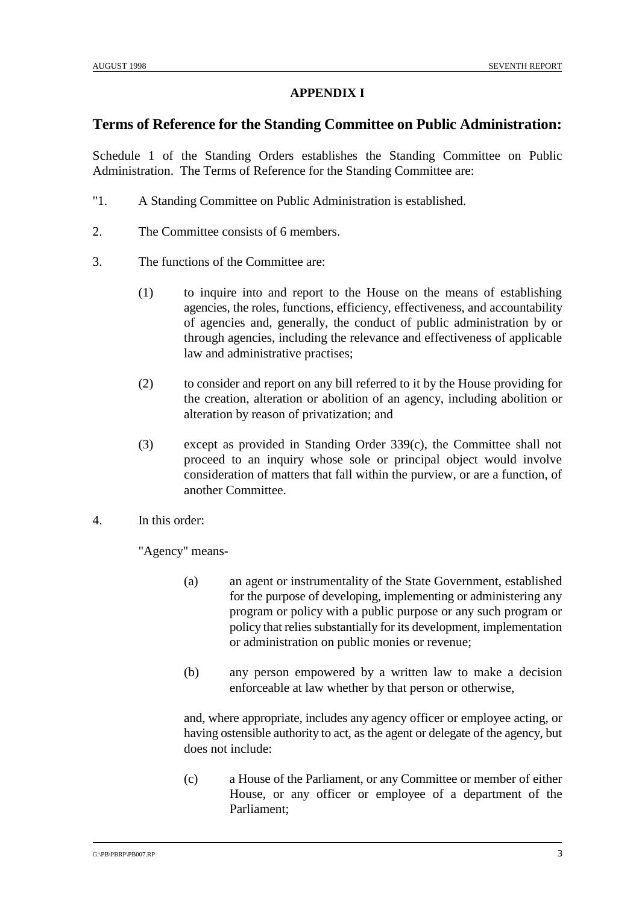**APPENDIX I**

## Terms of Reference for the Standing Committee on Public Administration:

Schedule 1 of the Standing Orders establishes the Standing Committee on Public Administration. The Terms of Reference for the Standing Committee are:

"1. A Standing Committee on Public Administration is established.

2. The Committee consists of 6 members.

3. The functions of the Committee are:

   (1) to inquire into and report to the House on the means of establishing agencies, the roles, functions, efficiency, effectiveness, and accountability of agencies and, generally, the conduct of public administration by or through agencies, including the relevance and effectiveness of applicable law and administrative practises;

   (2) to consider and report on any bill referred to it by the House providing for the creation, alteration or abolition of an agency, including abolition or alteration by reason of privatization; and

   (3) except as provided in Standing Order 339(c), the Committee shall not proceed to an inquiry whose sole or principal object would involve consideration of matters that fall within the purview, or are a function, of another Committee.

4. In this order:

   "Agency" means-

   (a) an agent or instrumentality of the State Government, established for the purpose of developing, implementing or administering any program or policy with a public purpose or any such program or policy that relies substantially for its development, implementation or administration on public monies or revenue;

   (b) any person empowered by a written law to make a decision enforceable at law whether by that person or otherwise,

   and, where appropriate, includes any agency officer or employee acting, or having ostensible authority to act, as the agent or delegate of the agency, but does not include:

   (c) a House of the Parliament, or any Committee or member of either House, or any officer or employee of a department of the Parliament;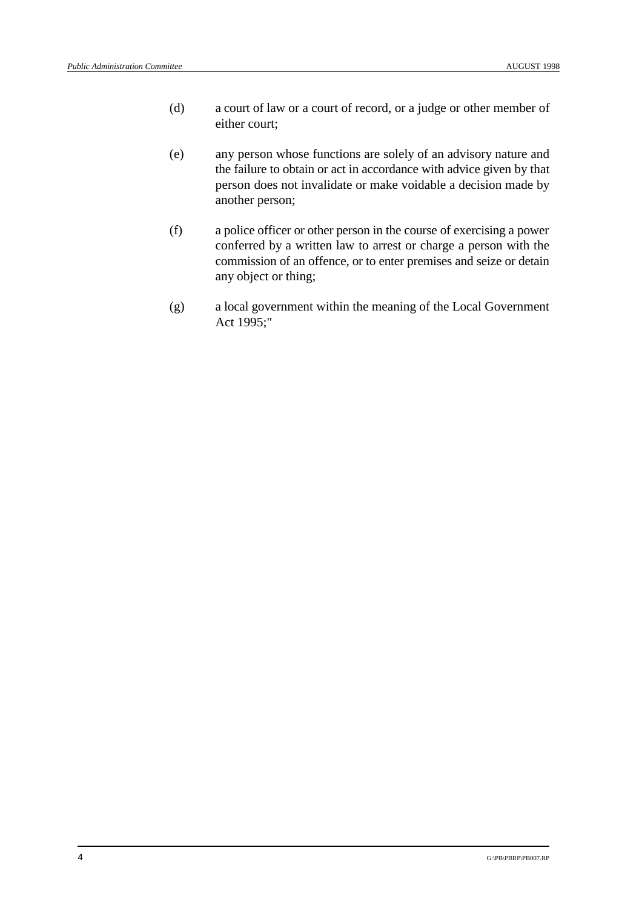(d) a court of law or a court of record, or a judge or other member of either court;

(e) any person whose functions are solely of an advisory nature and the failure to obtain or act in accordance with advice given by that person does not invalidate or make voidable a decision made by another person;

(f) a police officer or other person in the course of exercising a power conferred by a written law to arrest or charge a person with the commission of an offence, or to enter premises and seize or detain any object or thing;

(g) a local government within the meaning of the Local Government Act 1995;"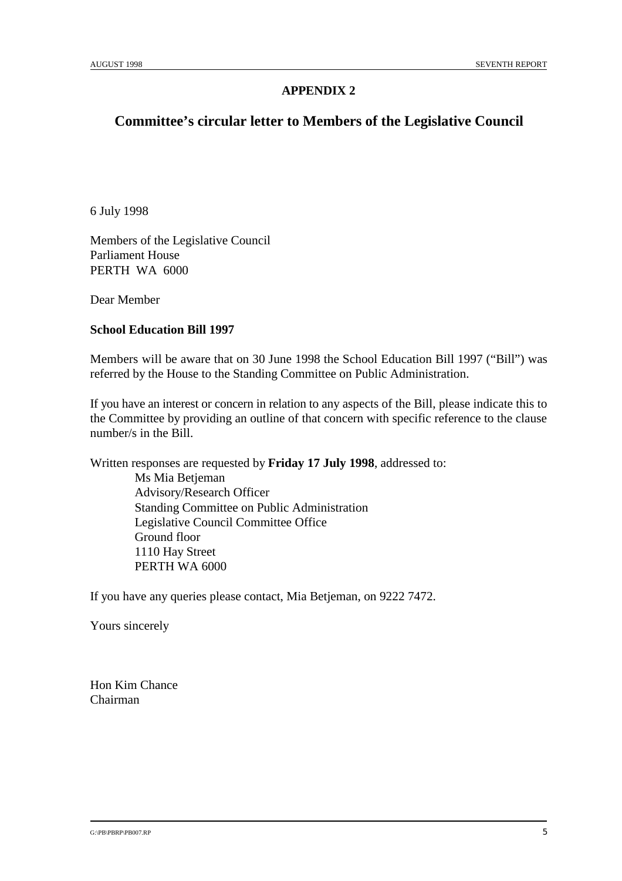## APPENDIX 2

# Committee's circular letter to Members of the Legislative Council

6 July 1998

Members of the Legislative Council
Parliament House
PERTH WA 6000

Dear Member

**School Education Bill 1997**

Members will be aware that on 30 June 1998 the School Education Bill 1997 ("Bill") was referred by the House to the Standing Committee on Public Administration.

If you have an interest or concern in relation to any aspects of the Bill, please indicate this to the Committee by providing an outline of that concern with specific reference to the clause number/s in the Bill.

Written responses are requested by **Friday 17 July 1998**, addressed to:

Ms Mia Betjeman
Advisory/Research Officer
Standing Committee on Public Administration
Legislative Council Committee Office
Ground floor
1110 Hay Street
PERTH WA 6000

If you have any queries please contact, Mia Betjeman, on 9222 7472.

Yours sincerely

Hon Kim Chance
Chairman